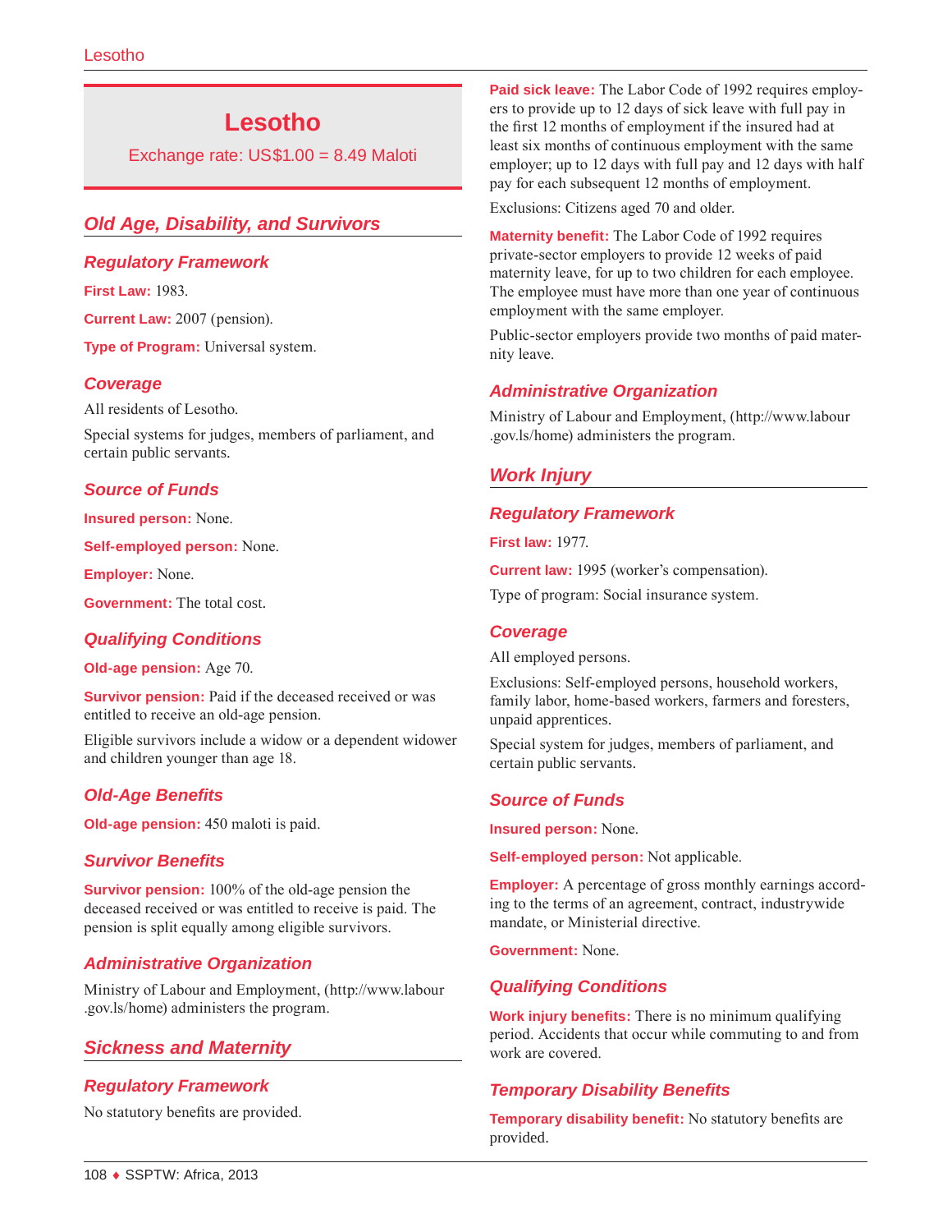# Lesotho

Exchange rate: US$1.00 = 8.49 Maloti

## Old Age, Disability, and Survivors

### Regulatory Framework

**First Law:** 1983.

**Current Law:** 2007 (pension).

**Type of Program:** Universal system.

### Coverage

All residents of Lesotho.

Special systems for judges, members of parliament, and certain public servants.

### Source of Funds

**Insured person:** None.

**Self-employed person:** None.

**Employer:** None.

**Government:** The total cost.

### Qualifying Conditions

**Old-age pension:** Age 70.

**Survivor pension:** Paid if the deceased received or was entitled to receive an old-age pension.

Eligible survivors include a widow or a dependent widower and children younger than age 18.

### Old-Age Benefits

**Old-age pension:** 450 maloti is paid.

### Survivor Benefits

**Survivor pension:** 100% of the old-age pension the deceased received or was entitled to receive is paid. The pension is split equally among eligible survivors.

### Administrative Organization

Ministry of Labour and Employment, (http://www.labour.gov.ls/home) administers the program.

## Sickness and Maternity

### Regulatory Framework

No statutory benefits are provided.

**Paid sick leave:** The Labor Code of 1992 requires employers to provide up to 12 days of sick leave with full pay in the first 12 months of employment if the insured had at least six months of continuous employment with the same employer; up to 12 days with full pay and 12 days with half pay for each subsequent 12 months of employment.

Exclusions: Citizens aged 70 and older.

**Maternity benefit:** The Labor Code of 1992 requires private-sector employers to provide 12 weeks of paid maternity leave, for up to two children for each employee. The employee must have more than one year of continuous employment with the same employer.

Public-sector employers provide two months of paid maternity leave.

### Administrative Organization

Ministry of Labour and Employment, (http://www.labour.gov.ls/home) administers the program.

## Work Injury

### Regulatory Framework

**First law:** 1977.

**Current law:** 1995 (worker's compensation).

Type of program: Social insurance system.

### Coverage

All employed persons.

Exclusions: Self-employed persons, household workers, family labor, home-based workers, farmers and foresters, unpaid apprentices.

Special system for judges, members of parliament, and certain public servants.

### Source of Funds

**Insured person:** None.

**Self-employed person:** Not applicable.

**Employer:** A percentage of gross monthly earnings according to the terms of an agreement, contract, industrywide mandate, or Ministerial directive.

**Government:** None.

### Qualifying Conditions

**Work injury benefits:** There is no minimum qualifying period. Accidents that occur while commuting to and from work are covered.

### Temporary Disability Benefits

**Temporary disability benefit:** No statutory benefits are provided.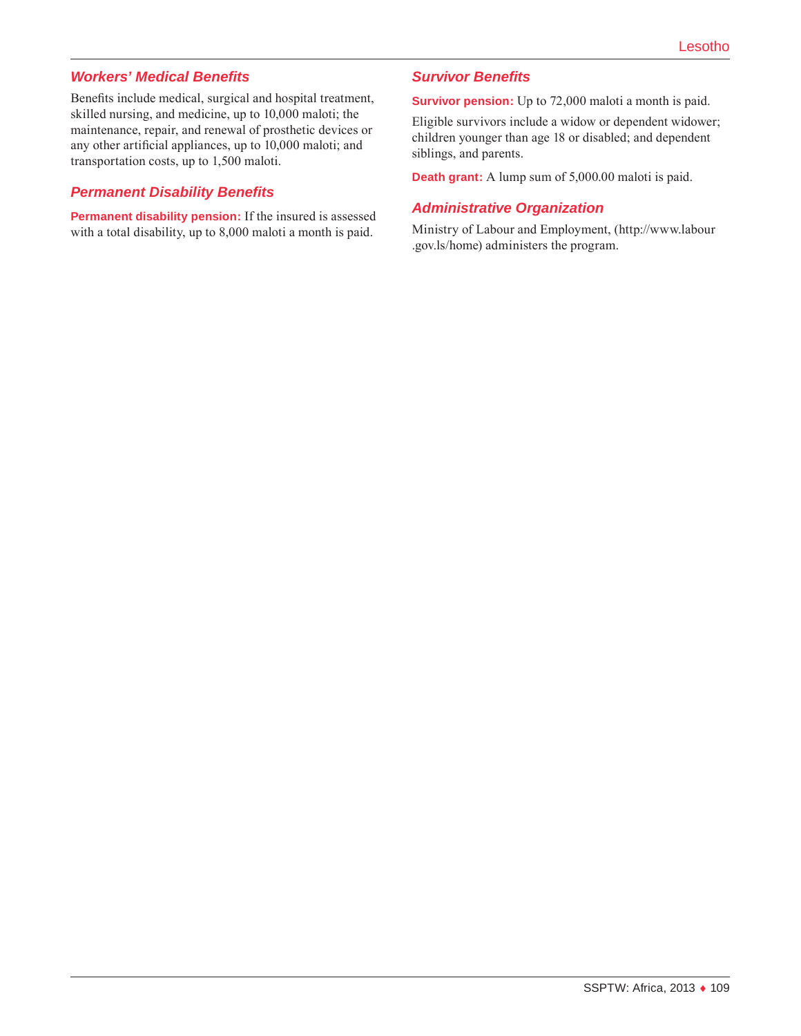### Workers' Medical Benefits

Benefits include medical, surgical and hospital treatment, skilled nursing, and medicine, up to 10,000 maloti; the maintenance, repair, and renewal of prosthetic devices or any other artificial appliances, up to 10,000 maloti; and transportation costs, up to 1,500 maloti.

### Permanent Disability Benefits

**Permanent disability pension:** If the insured is assessed with a total disability, up to 8,000 maloti a month is paid.

### Survivor Benefits

**Survivor pension:** Up to 72,000 maloti a month is paid.

Eligible survivors include a widow or dependent widower; children younger than age 18 or disabled; and dependent siblings, and parents.

**Death grant:** A lump sum of 5,000.00 maloti is paid.

### Administrative Organization

Ministry of Labour and Employment, (http://www.labour.gov.ls/home) administers the program.